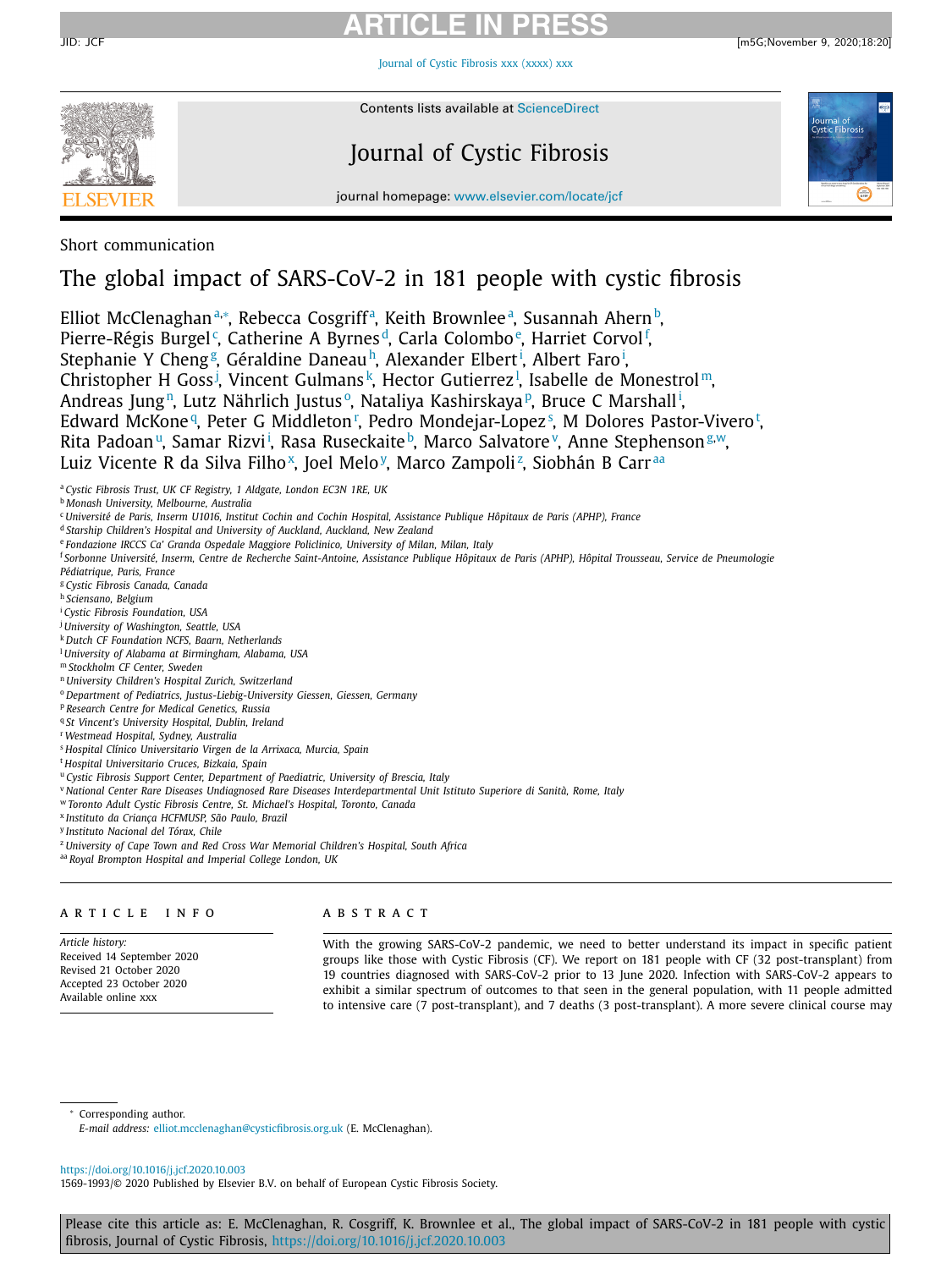Short communication

# The global impact of SARS-CoV-2 in 181 people with cystic fibrosis

Elliot McClenaghan[a,*], Rebecca Cosgriff[a], Keith Brownlee[a], Susannah Ahern[b], Pierre-Régis Burgel[c], Catherine A Byrnes[d], Carla Colombo[e], Harriet Corvol[f], Stephanie Y Cheng[g], Géraldine Daneau[h], Alexander Elbert[i], Albert Faro[i], Christopher H Goss[j], Vincent Gulmans[k], Hector Gutierrez[l], Isabelle de Monestrol[m], Andreas Jung[n], Lutz Nährlich Justus[o], Nataliya Kashirskaya[p], Bruce C Marshall[i], Edward McKone[q], Peter G Middleton[r], Pedro Mondejar-Lopez[s], M Dolores Pastor-Vivero[t], Rita Padoan[u], Samar Rizvi[i], Rasa Ruseckaite[b], Marco Salvatore[v], Anne Stephenson[g,w], Luiz Vicente R da Silva Filho[x], Joel Melo[y], Marco Zampoli[z], Siobhán B Carr[aa]

[a] Cystic Fibrosis Trust, UK CF Registry, 1 Aldgate, London EC3N 1RE, UK
[b] Monash University, Melbourne, Australia
[c] Université de Paris, Inserm U1016, Institut Cochin and Cochin Hospital, Assistance Publique Hôpitaux de Paris (APHP), France
[d] Starship Children's Hospital and University of Auckland, Auckland, New Zealand
[e] Fondazione IRCCS Ca' Granda Ospedale Maggiore Policlinico, University of Milan, Milan, Italy
[f] Sorbonne Université, Inserm, Centre de Recherche Saint-Antoine, Assistance Publique Hôpitaux de Paris (APHP), Hôpital Trousseau, Service de Pneumologie Pédiatrique, Paris, France
[g] Cystic Fibrosis Canada, Canada
[h] Sciensano, Belgium
[i] Cystic Fibrosis Foundation, USA
[j] University of Washington, Seattle, USA
[k] Dutch CF Foundation NCFS, Baarn, Netherlands
[l] University of Alabama at Birmingham, Alabama, USA
[m] Stockholm CF Center, Sweden
[n] University Children's Hospital Zurich, Switzerland
[o] Department of Pediatrics, Justus-Liebig-University Giessen, Giessen, Germany
[p] Research Centre for Medical Genetics, Russia
[q] St Vincent's University Hospital, Dublin, Ireland
[r] Westmead Hospital, Sydney, Australia
[s] Hospital Clínico Universitario Virgen de la Arrixaca, Murcia, Spain
[t] Hospital Universitario Cruces, Bizkaia, Spain
[u] Cystic Fibrosis Support Center, Department of Paediatric, University of Brescia, Italy
[v] National Center Rare Diseases Undiagnosed Rare Diseases Interdepartmental Unit Istituto Superiore di Sanità, Rome, Italy
[w] Toronto Adult Cystic Fibrosis Centre, St. Michael's Hospital, Toronto, Canada
[x] Instituto da Criança HCFMUSP, São Paulo, Brazil
[y] Instituto Nacional del Tórax, Chile
[z] University of Cape Town and Red Cross War Memorial Children's Hospital, South Africa
[aa] Royal Brompton Hospital and Imperial College London, UK

## ARTICLE INFO

*Article history:*
Received 14 September 2020
Revised 21 October 2020
Accepted 23 October 2020
Available online xxx

## ABSTRACT

With the growing SARS-CoV-2 pandemic, we need to better understand its impact in specific patient groups like those with Cystic Fibrosis (CF). We report on 181 people with CF (32 post-transplant) from 19 countries diagnosed with SARS-CoV-2 prior to 13 June 2020. Infection with SARS-CoV-2 appears to exhibit a similar spectrum of outcomes to that seen in the general population, with 11 people admitted to intensive care (7 post-transplant), and 7 deaths (3 post-transplant). A more severe clinical course may

* Corresponding author.
*E-mail address:* elliot.mcclenaghan@cysticfibrosis.org.uk (E. McClenaghan).

https://doi.org/10.1016/j.jcf.2020.10.003
1569-1993/© 2020 Published by Elsevier B.V. on behalf of European Cystic Fibrosis Society.

Please cite this article as: E. McClenaghan, R. Cosgriff, K. Brownlee et al., The global impact of SARS-CoV-2 in 181 people with cystic fibrosis, Journal of Cystic Fibrosis, https://doi.org/10.1016/j.jcf.2020.10.003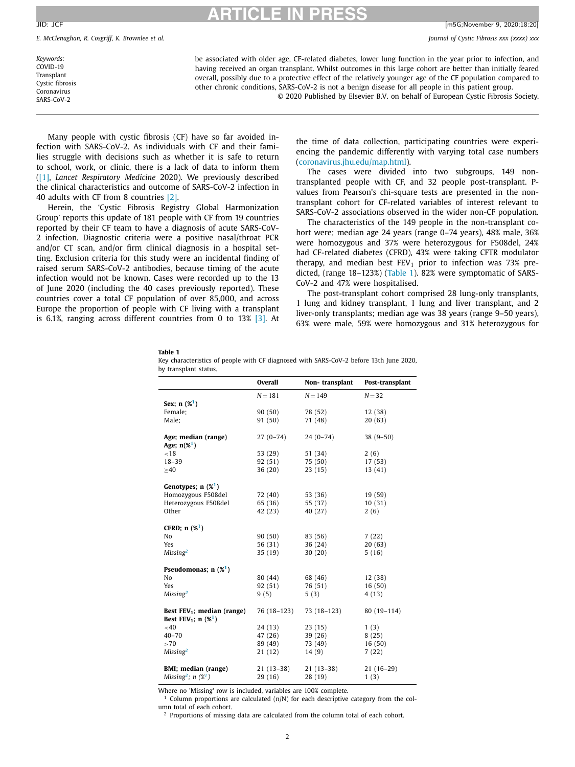be associated with older age, CF-related diabetes, lower lung function in the year prior to infection, and having received an organ transplant. Whilst outcomes in this large cohort are better than initially feared overall, possibly due to a protective effect of the relatively younger age of the CF population compared to other chronic conditions, SARS-CoV-2 is not a benign disease for all people in this patient group.

© 2020 Published by Elsevier B.V. on behalf of European Cystic Fibrosis Society.

*Keywords:*
COVID-19
Transplant
Cystic fibrosis
Coronavirus
SARS-CoV-2

Many people with cystic fibrosis (CF) have so far avoided infection with SARS-CoV-2. As individuals with CF and their families struggle with decisions such as whether it is safe to return to school, work, or clinic, there is a lack of data to inform them ([1], *Lancet Respiratory Medicine* 2020). We previously described the clinical characteristics and outcome of SARS-CoV-2 infection in 40 adults with CF from 8 countries [2].

Herein, the 'Cystic Fibrosis Registry Global Harmonization Group' reports this update of 181 people with CF from 19 countries reported by their CF team to have a diagnosis of acute SARS-CoV-2 infection. Diagnostic criteria were a positive nasal/throat PCR and/or CT scan, and/or firm clinical diagnosis in a hospital setting. Exclusion criteria for this study were an incidental finding of raised serum SARS-CoV-2 antibodies, because timing of the acute infection would not be known. Cases were recorded up to the 13 of June 2020 (including the 40 cases previously reported). These countries cover a total CF population of over 85,000, and across Europe the proportion of people with CF living with a transplant is 6.1%, ranging across different countries from 0 to 13% [3]. At the time of data collection, participating countries were experiencing the pandemic differently with varying total case numbers (coronavirus.jhu.edu/map.html).

The cases were divided into two subgroups, 149 non-transplanted people with CF, and 32 people post-transplant. P-values from Pearson's chi-square tests are presented in the non-transplant cohort for CF-related variables of interest relevant to SARS-CoV-2 associations observed in the wider non-CF population.

The characteristics of the 149 people in the non-transplant cohort were; median age 24 years (range 0–74 years), 48% male, 36% were homozygous and 37% were heterozygous for F508del, 24% had CF-related diabetes (CFRD), 43% were taking CFTR modulator therapy, and median best $FEV_1$ prior to infection was 73% predicted, (range 18–123%) (Table 1). 82% were symptomatic of SARS-CoV-2 and 47% were hospitalised.

The post-transplant cohort comprised 28 lung-only transplants, 1 lung and kidney transplant, 1 lung and liver transplant, and 2 liver-only transplants; median age was 38 years (range 9–50 years), 63% were male, 59% were homozygous and 31% heterozygous for

**Table 1**
Key characteristics of people with CF diagnosed with SARS-CoV-2 before 13th June 2020, by transplant status.

| | Overall | Non- transplant | Post-transplant |
|---|---|---|---|
| | N = 181 | N = 149 | N = 32 |
| **Sex; n (%[1])** | | | |
| Female; | 90 (50) | 78 (52) | 12 (38) |
| Male; | 91 (50) | 71 (48) | 20 (63) |
| **Age; median (range)** | 27 (0–74) | 24 (0–74) | 38 (9–50) |
| **Age; n(%[1])** | | | |
| <18 | 53 (29) | 51 (34) | 2 (6) |
| 18–39 | 92 (51) | 75 (50) | 17 (53) |
| ≥40 | 36 (20) | 23 (15) | 13 (41) |
| **Genotypes; n (%[1])** | | | |
| Homozygous F508del | 72 (40) | 53 (36) | 19 (59) |
| Heterozygous F508del | 65 (36) | 55 (37) | 10 (31) |
| Other | 42 (23) | 40 (27) | 2 (6) |
| **CFRD; n (%[1])** | | | |
| No | 90 (50) | 83 (56) | 7 (22) |
| Yes | 56 (31) | 36 (24) | 20 (63) |
| *Missing[2]* | 35 (19) | 30 (20) | 5 (16) |
| **Pseudomonas; n (%[1])** | | | |
| No | 80 (44) | 68 (46) | 12 (38) |
| Yes | 92 (51) | 76 (51) | 16 (50) |
| *Missing[2]* | 9 (5) | 5 (3) | 4 (13) |
| **Best $FEV_1$; median (range)** | 76 (18–123) | 73 (18–123) | 80 (19–114) |
| **Best $FEV_1$; n (%[1])** | | | |
| <40 | 24 (13) | 23 (15) | 1 (3) |
| 40–70 | 47 (26) | 39 (26) | 8 (25) |
| >70 | 89 (49) | 73 (49) | 16 (50) |
| *Missing[2]* | 21 (12) | 14 (9) | 7 (22) |
| **BMI; median (range)** | 21 (13–38) | 21 (13–38) | 21 (16–29) |
| *Missing[2]; n (%[1])* | 29 (16) | 28 (19) | 1 (3) |

Where no 'Missing' row is included, variables are 100% complete.

[1] Column proportions are calculated (n/N) for each descriptive category from the column total of each cohort.

[2] Proportions of missing data are calculated from the column total of each cohort.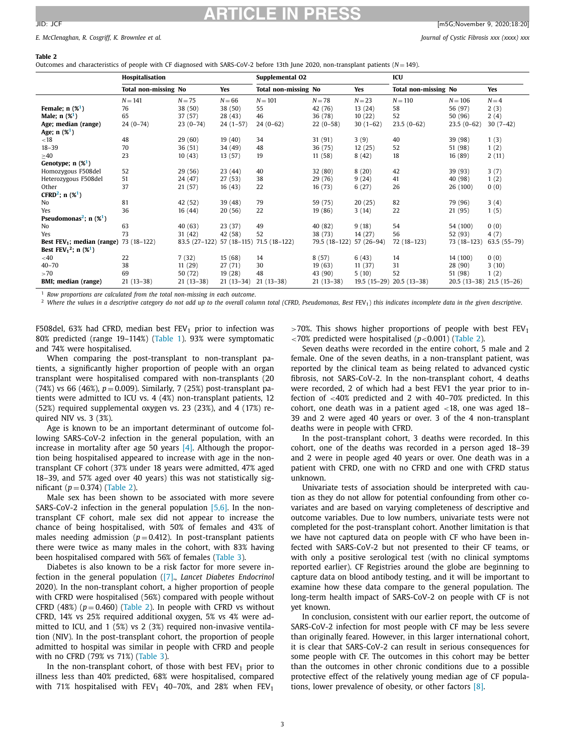**Table 2**
Outcomes and characteristics of people with CF diagnosed with SARS-CoV-2 before 13th June 2020, non-transplant patients (N = 149).

| | Hospitalisation | | | Supplemental O2 | | | ICU | | |
|---|---|---|---|---|---|---|---|---|---|
| | Total non-missing | No | Yes | Total non-missing | No | Yes | Total non-missing | No | Yes |
| | N = 141 | N = 75 | N = 66 | N = 101 | N = 78 | N = 23 | N = 110 | N = 106 | N = 4 |
| **Female; n (%[1])** | 76 | 38 (50) | 38 (50) | 55 | 42 (76) | 13 (24) | 58 | 56 (97) | 2 (3) |
| **Male; n (%[1])** | 65 | 37 (57) | 28 (43) | 46 | 36 (78) | 10 (22) | 52 | 50 (96) | 2 (4) |
| **Age; median (range)** | 24 (0–74) | 23 (0–74) | 24 (1–57) | 24 (0–62) | 22 (0–58) | 30 (1–62) | 23.5 (0–62) | 23.5 (0–62) | 30 (7–42) |
| **Age; n (%[1])** | | | | | | | | | |
| <18 | 48 | 29 (60) | 19 (40) | 34 | 31 (91) | 3 (9) | 40 | 39 (98) | 1 (3) |
| 18–39 | 70 | 36 (51) | 34 (49) | 48 | 36 (75) | 12 (25) | 52 | 51 (98) | 1 (2) |
| ≥40 | 23 | 10 (43) | 13 (57) | 19 | 11 (58) | 8 (42) | 18 | 16 (89) | 2 (11) |
| **Genotype; n (%[1])** | | | | | | | | | |
| Homozygous F508del | 52 | 29 (56) | 23 (44) | 40 | 32 (80) | 8 (20) | 42 | 39 (93) | 3 (7) |
| Heterozygous F508del | 51 | 24 (47) | 27 (53) | 38 | 29 (76) | 9 (24) | 41 | 40 (98) | 1 (2) |
| Other | 37 | 21 (57) | 16 (43) | 22 | 16 (73) | 6 (27) | 26 | 26 (100) | 0 (0) |
| **CFRD[2]; n (%[1])** | | | | | | | | | |
| No | 81 | 42 (52) | 39 (48) | 79 | 59 (75) | 20 (25) | 82 | 79 (96) | 3 (4) |
| Yes | 36 | 16 (44) | 20 (56) | 22 | 19 (86) | 3 (14) | 22 | 21 (95) | 1 (5) |
| **Pseudomonas[2]; n (%[1])** | | | | | | | | | |
| No | 63 | 40 (63) | 23 (37) | 49 | 40 (82) | 9 (18) | 54 | 54 (100) | 0 (0) |
| Yes | 73 | 31 (42) | 42 (58) | 52 | 38 (73) | 14 (27) | 56 | 52 (93) | 4 (7) |
| **Best $FEV_1$; median (range)** | 73 (18–122) | 83.5 (27–122) | 57 (18–115) | 71.5 (18–122) | 79.5 (18–122) | 57 (26–94) | 72 (18–123) | 73 (18–123) | 63.5 (55–79) |
| **Best $FEV_1$[2]; n (%[1])** | | | | | | | | | |
| <40 | 22 | 7 (32) | 15 (68) | 14 | 8 (57) | 6 (43) | 14 | 14 (100) | 0 (0) |
| 40–70 | 38 | 11 (29) | 27 (71) | 30 | 19 (63) | 11 (37) | 31 | 28 (90) | 3 (10) |
| >70 | 69 | 50 (72) | 19 (28) | 48 | 43 (90) | 5 (10) | 52 | 51 (98) | 1 (2) |
| **BMI; median (range)** | 21 (13–38) | 21 (13–38) | 21 (13–34) | 21 (13–38) | 21 (13–38) | 19.5 (15–29) | 20.5 (13–38) | 20.5 (13–38) | 21.5 (15–26) |

[1] *Row proportions are calculated from the total non-missing in each outcome.*
[2] *Where the values in a descriptive category do not add up to the overall column total (CFRD, Pseudomonas, Best* $FEV_1$*) this indicates incomplete data in the given descriptive.*

F508del, 63% had CFRD, median best $FEV_1$ prior to infection was 80% predicted (range 19–114%) (Table 1). 93% were symptomatic and 74% were hospitalised.

When comparing the post-transplant to non-transplant patients, a significantly higher proportion of people with an organ transplant were hospitalised compared with non-transplants (20 (74%) vs 66 (46%), $p = 0.009$). Similarly, 7 (25%) post-transplant patients were admitted to ICU vs. 4 (4%) non-transplant patients, 12 (52%) required supplemental oxygen vs. 23 (23%), and 4 (17%) required NIV vs. 3 (3%).

Age is known to be an important determinant of outcome following SARS-CoV-2 infection in the general population, with an increase in mortality after age 50 years [4]. Although the proportion being hospitalised appeared to increase with age in the non-transplant CF cohort (37% under 18 years were admitted, 47% aged 18–39, and 57% aged over 40 years) this was not statistically significant ($p = 0.374$) (Table 2).

Male sex has been shown to be associated with more severe SARS-CoV-2 infection in the general population [5,6]. In the non-transplant CF cohort, male sex did not appear to increase the chance of being hospitalised, with 50% of females and 43% of males needing admission ($p = 0.412$). In post-transplant patients there were twice as many males in the cohort, with 83% having been hospitalised compared with 56% of females (Table 3).

Diabetes is also known to be a risk factor for more severe infection in the general population ([7]., *Lancet Diabetes Endocrinol* 2020). In the non-transplant cohort, a higher proportion of people with CFRD were hospitalised (56%) compared with people without CFRD (48%) ($p = 0.460$) (Table 2). In people with CFRD vs without CFRD, 14% vs 25% required additional oxygen, 5% vs 4% were admitted to ICU, and 1 (5%) vs 2 (3%) required non-invasive ventilation (NIV). In the post-transplant cohort, the proportion of people admitted to hospital was similar in people with CFRD and people with no CFRD (79% vs 71%) (Table 3).

In the non-transplant cohort, of those with best $FEV_1$ prior to illness less than 40% predicted, 68% were hospitalised, compared with 71% hospitalised with $FEV_1$ 40–70%, and 28% when $FEV_1$ >70%. This shows higher proportions of people with best $FEV_1$ <70% predicted were hospitalised ($p < 0.001$) (Table 2).

Seven deaths were recorded in the entire cohort, 5 male and 2 female. One of the seven deaths, in a non-transplant patient, was reported by the clinical team as being related to advanced cystic fibrosis, not SARS-CoV-2. In the non-transplant cohort, 4 deaths were recorded, 2 of which had a best FEV1 the year prior to infection of <40% predicted and 2 with 40–70% predicted. In this cohort, one death was in a patient aged <18, one was aged 18–39 and 2 were aged 40 years or over. 3 of the 4 non-transplant deaths were in people with CFRD.

In the post-transplant cohort, 3 deaths were recorded. In this cohort, one of the deaths was recorded in a person aged 18–39 and 2 were in people aged 40 years or over. One death was in a patient with CFRD, one with no CFRD and one with CFRD status unknown.

Univariate tests of association should be interpreted with caution as they do not allow for potential confounding from other covariates and are based on varying completeness of descriptive and outcome variables. Due to low numbers, univariate tests were not completed for the post-transplant cohort. Another limitation is that we have not captured data on people with CF who have been infected with SARS-CoV-2 but not presented to their CF teams, or with only a positive serological test (with no clinical symptoms reported earlier). CF Registries around the globe are beginning to capture data on blood antibody testing, and it will be important to examine how these data compare to the general population. The long-term health impact of SARS-CoV-2 on people with CF is not yet known.

In conclusion, consistent with our earlier report, the outcome of SARS-CoV-2 infection for most people with CF may be less severe than originally feared. However, in this larger international cohort, it is clear that SARS-CoV-2 can result in serious consequences for some people with CF. The outcomes in this cohort may be better than the outcomes in other chronic conditions due to a possible protective effect of the relatively young median age of CF populations, lower prevalence of obesity, or other factors [8].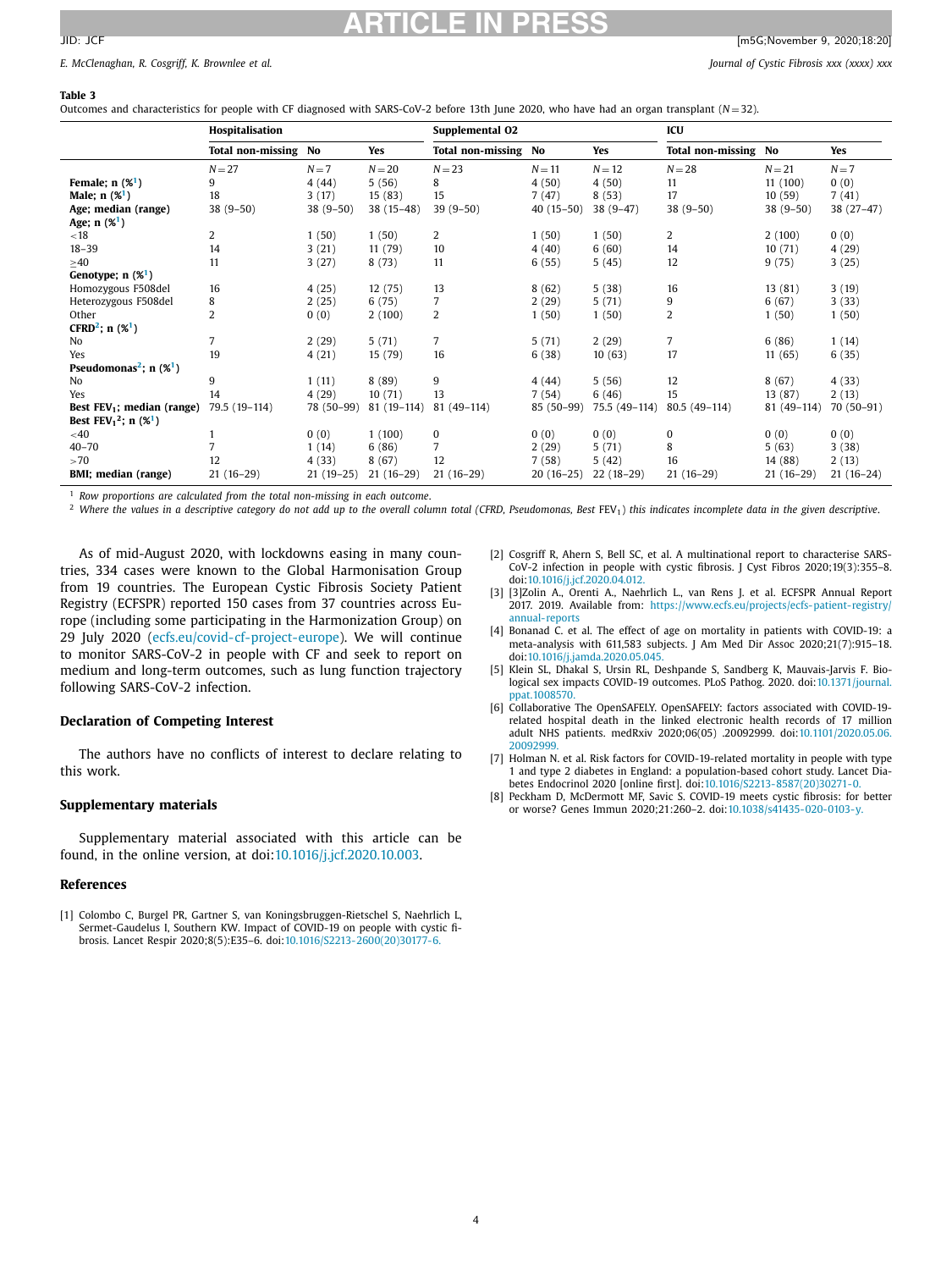**Table 3**

Outcomes and characteristics for people with CF diagnosed with SARS-CoV-2 before 13th June 2020, who have had an organ transplant (N = 32).

| | Hospitalisation | | | Supplemental O2 | | | ICU | | |
|---|---|---|---|---|---|---|---|---|---|
| | Total non-missing | No | Yes | Total non-missing | No | Yes | Total non-missing | No | Yes |
| | N = 27 | N = 7 | N = 20 | N = 23 | N = 11 | N = 12 | N = 28 | N = 21 | N = 7 |
| **Female; n (%[1])** | 9 | 4 (44) | 5 (56) | 8 | 4 (50) | 4 (50) | 11 | 11 (100) | 0 (0) |
| **Male; n (%[1])** | 18 | 3 (17) | 15 (83) | 15 | 7 (47) | 8 (53) | 17 | 10 (59) | 7 (41) |
| **Age; median (range)** | 38 (9–50) | 38 (9–50) | 38 (15–48) | 39 (9–50) | 40 (15–50) | 38 (9–47) | 38 (9–50) | 38 (9–50) | 38 (27–47) |
| **Age; n (%[1])** | | | | | | | | | |
| <18 | 2 | 1 (50) | 1 (50) | 2 | 1 (50) | 1 (50) | 2 | 2 (100) | 0 (0) |
| 18–39 | 14 | 3 (21) | 11 (79) | 10 | 4 (40) | 6 (60) | 14 | 10 (71) | 4 (29) |
| ≥40 | 11 | 3 (27) | 8 (73) | 11 | 6 (55) | 5 (45) | 12 | 9 (75) | 3 (25) |
| **Genotype; n (%[1])** | | | | | | | | | |
| Homozygous F508del | 16 | 4 (25) | 12 (75) | 13 | 8 (62) | 5 (38) | 16 | 13 (81) | 3 (19) |
| Heterozygous F508del | 8 | 2 (25) | 6 (75) | 7 | 2 (29) | 5 (71) | 9 | 6 (67) | 3 (33) |
| Other | 2 | 0 (0) | 2 (100) | 2 | 1 (50) | 1 (50) | 2 | 1 (50) | 1 (50) |
| **CFRD[2]; n (%[1])** | | | | | | | | | |
| No | 7 | 2 (29) | 5 (71) | 7 | 5 (71) | 2 (29) | 7 | 6 (86) | 1 (14) |
| Yes | 19 | 4 (21) | 15 (79) | 16 | 6 (38) | 10 (63) | 17 | 11 (65) | 6 (35) |
| **Pseudomonas[2]; n (%[1])** | | | | | | | | | |
| No | 9 | 1 (11) | 8 (89) | 9 | 4 (44) | 5 (56) | 12 | 8 (67) | 4 (33) |
| Yes | 14 | 4 (29) | 10 (71) | 13 | 7 (54) | 6 (46) | 15 | 13 (87) | 2 (13) |
| **Best $FEV_1$; median (range)** | 79.5 (19–114) | 78 (50–99) | 81 (19–114) | 81 (49–114) | 85 (50–99) | 75.5 (49–114) | 80.5 (49–114) | 81 (49–114) | 70 (50–91) |
| **Best $FEV_1$[2]; n (%[1])** | | | | | | | | | |
| <40 | 1 | 0 (0) | 1 (100) | 0 | 0 (0) | 0 (0) | 0 | 0 (0) | 0 (0) |
| 40–70 | 7 | 1 (14) | 6 (86) | 7 | 2 (29) | 5 (71) | 8 | 5 (63) | 3 (38) |
| >70 | 12 | 4 (33) | 8 (67) | 12 | 7 (58) | 5 (42) | 16 | 14 (88) | 2 (13) |
| **BMI; median (range)** | 21 (16–29) | 21 (19–25) | 21 (16–29) | 21 (16–29) | 20 (16–25) | 22 (18–29) | 21 (16–29) | 21 (16–29) | 21 (16–24) |

[1] *Row proportions are calculated from the total non-missing in each outcome.*

[2] *Where the values in a descriptive category do not add up to the overall column total (CFRD, Pseudomonas, Best* $FEV_1$*) this indicates incomplete data in the given descriptive.*

As of mid-August 2020, with lockdowns easing in many countries, 334 cases were known to the Global Harmonisation Group from 19 countries. The European Cystic Fibrosis Society Patient Registry (ECFSPR) reported 150 cases from 37 countries across Europe (including some participating in the Harmonization Group) on 29 July 2020 (ecfs.eu/covid-cf-project-europe). We will continue to monitor SARS-CoV-2 in people with CF and seek to report on medium and long-term outcomes, such as lung function trajectory following SARS-CoV-2 infection.

## Declaration of Competing Interest

The authors have no conflicts of interest to declare relating to this work.

## Supplementary materials

Supplementary material associated with this article can be found, in the online version, at doi:10.1016/j.jcf.2020.10.003.

## References

[1] Colombo C, Burgel PR, Gartner S, van Koningsbruggen-Rietschel S, Naehrlich L, Sermet-Gaudelus I, Southern KW. Impact of COVID-19 on people with cystic fibrosis. Lancet Respir 2020;8(5):E35–6. doi:10.1016/S2213-2600(20)30177-6.

[2] Cosgriff R, Ahern S, Bell SC, et al. A multinational report to characterise SARS-CoV-2 infection in people with cystic fibrosis. J Cyst Fibros 2020;19(3):355–8. doi:10.1016/j.jcf.2020.04.012.

[3] [3]Zolin A., Orenti A., Naehrlich L., van Rens J. et al. ECFSPR Annual Report 2017. 2019. Available from: https://www.ecfs.eu/projects/ecfs-patient-registry/annual-reports

[4] Bonanad C. et al. The effect of age on mortality in patients with COVID-19: a meta-analysis with 611,583 subjects. J Am Med Dir Assoc 2020;21(7):915–18. doi:10.1016/j.jamda.2020.05.045.

[5] Klein SL, Dhakal S, Ursin RL, Deshpande S, Sandberg K, Mauvais-Jarvis F. Biological sex impacts COVID-19 outcomes. PLoS Pathog. 2020. doi:10.1371/journal.ppat.1008570.

[6] Collaborative The OpenSAFELY. OpenSAFELY: factors associated with COVID-19-related hospital death in the linked electronic health records of 17 million adult NHS patients. medRxiv 2020;06(05) .20092999. doi:10.1101/2020.05.06.20092999.

[7] Holman N. et al. Risk factors for COVID-19-related mortality in people with type 1 and type 2 diabetes in England: a population-based cohort study. Lancet Diabetes Endocrinol 2020 [online first]. doi:10.1016/S2213-8587(20)30271-0.

[8] Peckham D, McDermott MF, Savic S. COVID-19 meets cystic fibrosis: for better or worse? Genes Immun 2020;21:260–2. doi:10.1038/s41435-020-0103-y.